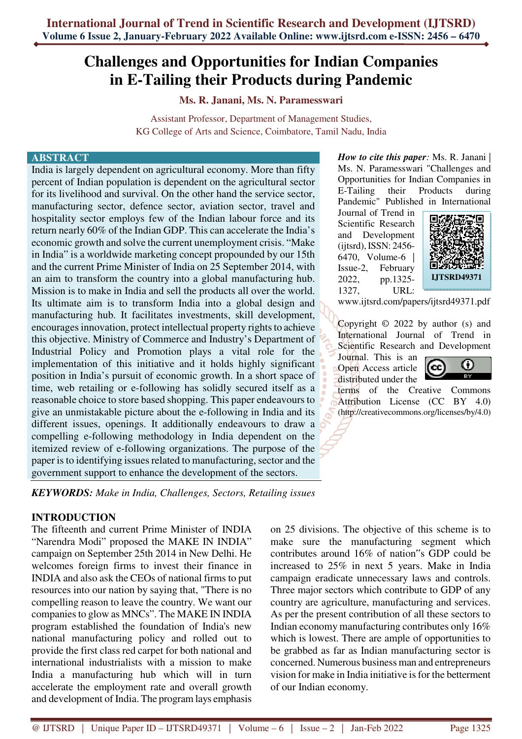# Challenges and Opportunities for Indian Companies in E-Tailing their Products during Pandemic

**Ms. R. Janani, Ms. N. Paramesswari**

Assistant Professor, Department of Management Studies,
KG College of Arts and Science, Coimbatore, Tamil Nadu, India

## ABSTRACT

India is largely dependent on agricultural economy. More than fifty percent of Indian population is dependent on the agricultural sector for its livelihood and survival. On the other hand the service sector, manufacturing sector, defence sector, aviation sector, travel and hospitality sector employs few of the Indian labour force and its return nearly 60% of the Indian GDP. This can accelerate the India's economic growth and solve the current unemployment crisis. "Make in India" is a worldwide marketing concept propounded by our 15th and the current Prime Minister of India on 25 September 2014, with an aim to transform the country into a global manufacturing hub. Mission is to make in India and sell the products all over the world. Its ultimate aim is to transform India into a global design and manufacturing hub. It facilitates investments, skill development, encourages innovation, protect intellectual property rights to achieve this objective. Ministry of Commerce and Industry's Department of Industrial Policy and Promotion plays a vital role for the implementation of this initiative and it holds highly significant position in India's pursuit of economic growth. In a short space of time, web retailing or e-following has solidly secured itself as a reasonable choice to store based shopping. This paper endeavours to give an unmistakable picture about the e-following in India and its different issues, openings. It additionally endeavours to draw a compelling e-following methodology in India dependent on the itemized review of e-following organizations. The purpose of the paper is to identifying issues related to manufacturing, sector and the government support to enhance the development of the sectors.

***KEYWORDS:** Make in India, Challenges, Sectors, Retailing issues*

*How to cite this paper:* Ms. R. Janani | Ms. N. Paramesswari "Challenges and Opportunities for Indian Companies in E-Tailing their Products during Pandemic" Published in International Journal of Trend in Scientific Research and Development (ijtsrd), ISSN: 2456-6470, Volume-6 | Issue-2, February 2022, pp.1325-1327, URL: www.ijtsrd.com/papers/ijtsrd49371.pdf

IJTSRD49371

Copyright © 2022 by author (s) and International Journal of Trend in Scientific Research and Development Journal. This is an Open Access article distributed under the terms of the Creative Commons Attribution License (CC BY 4.0) (http://creativecommons.org/licenses/by/4.0)

## INTRODUCTION

The fifteenth and current Prime Minister of INDIA "Narendra Modi" proposed the MAKE IN INDIA" campaign on September 25th 2014 in New Delhi. He welcomes foreign firms to invest their finance in INDIA and also ask the CEOs of national firms to put resources into our nation by saying that, "There is no compelling reason to leave the country. We want our companies to glow as MNCs". The MAKE IN INDIA program established the foundation of India's new national manufacturing policy and rolled out to provide the first class red carpet for both national and international industrialists with a mission to make India a manufacturing hub which will in turn accelerate the employment rate and overall growth and development of India. The program lays emphasis on 25 divisions. The objective of this scheme is to make sure the manufacturing segment which contributes around 16% of nation"s GDP could be increased to 25% in next 5 years. Make in India campaign eradicate unnecessary laws and controls. Three major sectors which contribute to GDP of any country are agriculture, manufacturing and services. As per the present contribution of all these sectors to Indian economy manufacturing contributes only 16% which is lowest. There are ample of opportunities to be grabbed as far as Indian manufacturing sector is concerned. Numerous business man and entrepreneurs vision for make in India initiative is for the betterment of our Indian economy.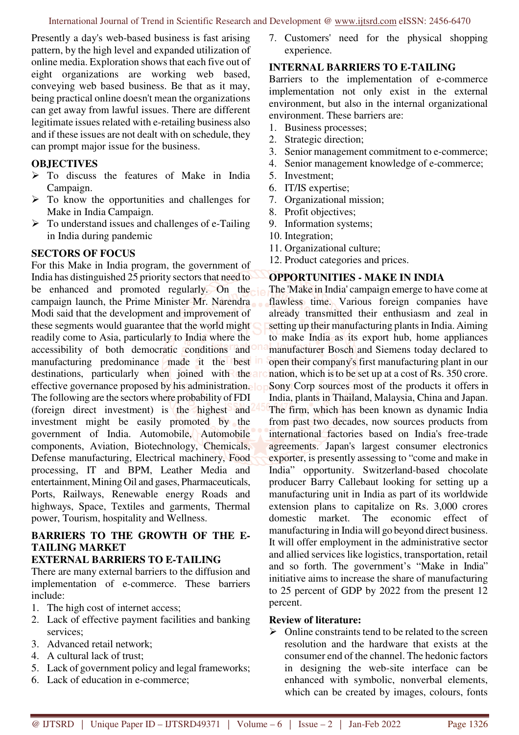Presently a day's web-based business is fast arising pattern, by the high level and expanded utilization of online media. Exploration shows that each five out of eight organizations are working web based, conveying web based business. Be that as it may, being practical online doesn't mean the organizations can get away from lawful issues. There are different legitimate issues related with e-retailing business also and if these issues are not dealt with on schedule, they can prompt major issue for the business.

## OBJECTIVES

- To discuss the features of Make in India Campaign.
- To know the opportunities and challenges for Make in India Campaign.
- To understand issues and challenges of e-Tailing in India during pandemic

## SECTORS OF FOCUS

For this Make in India program, the government of India has distinguished 25 priority sectors that need to be enhanced and promoted regularly. On the campaign launch, the Prime Minister Mr. Narendra Modi said that the development and improvement of these segments would guarantee that the world might readily come to Asia, particularly to India where the accessibility of both democratic conditions and manufacturing predominance made it the best destinations, particularly when joined with the effective governance proposed by his administration. The following are the sectors where probability of FDI (foreign direct investment) is the highest and investment might be easily promoted by the government of India. Automobile, Automobile components, Aviation, Biotechnology, Chemicals, Defense manufacturing, Electrical machinery, Food processing, IT and BPM, Leather Media and entertainment, Mining Oil and gases, Pharmaceuticals, Ports, Railways, Renewable energy Roads and highways, Space, Textiles and garments, Thermal power, Tourism, hospitality and Wellness.

## BARRIERS TO THE GROWTH OF THE E-TAILING MARKET

## EXTERNAL BARRIERS TO E-TAILING

There are many external barriers to the diffusion and implementation of e-commerce. These barriers include:

1. The high cost of internet access;
2. Lack of effective payment facilities and banking services;
3. Advanced retail network;
4. A cultural lack of trust;
5. Lack of government policy and legal frameworks;
6. Lack of education in e-commerce;
7. Customers' need for the physical shopping experience.

## INTERNAL BARRIERS TO E-TAILING

Barriers to the implementation of e-commerce implementation not only exist in the external environment, but also in the internal organizational environment. These barriers are:

1. Business processes;
2. Strategic direction;
3. Senior management commitment to e-commerce;
4. Senior management knowledge of e-commerce;
5. Investment;
6. IT/IS expertise;
7. Organizational mission;
8. Profit objectives;
9. Information systems;
10. Integration;
11. Organizational culture;
12. Product categories and prices.

## OPPORTUNITIES - MAKE IN INDIA

The 'Make in India' campaign emerge to have come at flawless time. Various foreign companies have already transmitted their enthusiasm and zeal in setting up their manufacturing plants in India. Aiming to make India as its export hub, home appliances manufacturer Bosch and Siemens today declared to open their company's first manufacturing plant in our nation, which is to be set up at a cost of Rs. 350 crore. Sony Corp sources most of the products it offers in India, plants in Thailand, Malaysia, China and Japan. The firm, which has been known as dynamic India from past two decades, now sources products from international factories based on India's free-trade agreements. Japan's largest consumer electronics exporter, is presently assessing to "come and make in India" opportunity. Switzerland-based chocolate producer Barry Callebaut looking for setting up a manufacturing unit in India as part of its worldwide extension plans to capitalize on Rs. 3,000 crores domestic market. The economic effect of manufacturing in India will go beyond direct business. It will offer employment in the administrative sector and allied services like logistics, transportation, retail and so forth. The government's "Make in India" initiative aims to increase the share of manufacturing to 25 percent of GDP by 2022 from the present 12 percent.

### Review of literature:

- Online constraints tend to be related to the screen resolution and the hardware that exists at the consumer end of the channel. The hedonic factors in designing the web-site interface can be enhanced with symbolic, nonverbal elements, which can be created by images, colours, fonts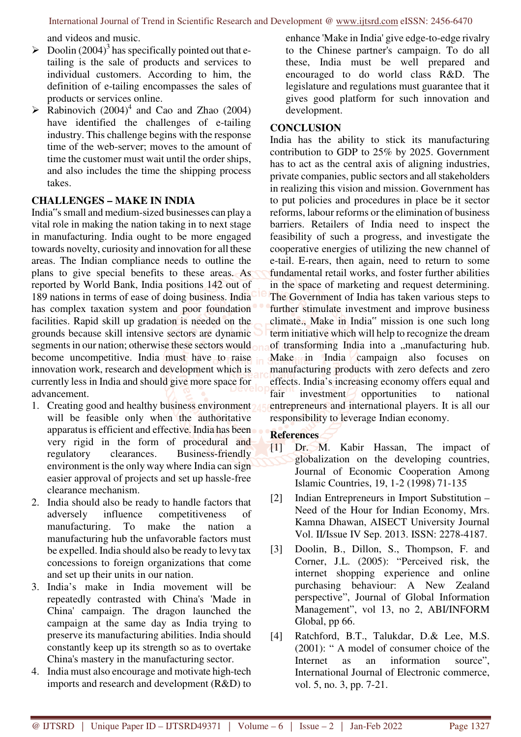and videos and music.

- Doolin (2004)[3] has specifically pointed out that e-tailing is the sale of products and services to individual customers. According to him, the definition of e-tailing encompasses the sales of products or services online.
- Rabinovich (2004)[4] and Cao and Zhao (2004) have identified the challenges of e-tailing industry. This challenge begins with the response time of the web-server; moves to the amount of time the customer must wait until the order ships, and also includes the time the shipping process takes.

## CHALLENGES – MAKE IN INDIA

India‟s small and medium-sized businesses can play a vital role in making the nation taking in to next stage in manufacturing. India ought to be more engaged towards novelty, curiosity and innovation for all these areas. The Indian compliance needs to outline the plans to give special benefits to these areas. As reported by World Bank, India positions 142 out of 189 nations in terms of ease of doing business. India has complex taxation system and poor foundation facilities. Rapid skill up gradation is needed on the grounds because skill intensive sectors are dynamic segments in our nation; otherwise these sectors would become uncompetitive. India must have to raise innovation work, research and development which is currently less in India and should give more space for advancement.

1. Creating good and healthy business environment will be feasible only when the authoritative apparatus is efficient and effective. India has been very rigid in the form of procedural and regulatory clearances. Business-friendly environment is the only way where India can sign easier approval of projects and set up hassle-free clearance mechanism.
2. India should also be ready to handle factors that adversely influence competitiveness of manufacturing. To make the nation a manufacturing hub the unfavorable factors must be expelled. India should also be ready to levy tax concessions to foreign organizations that come and set up their units in our nation.
3. India's make in India movement will be repeatedly contrasted with China's 'Made in China' campaign. The dragon launched the campaign at the same day as India trying to preserve its manufacturing abilities. India should constantly keep up its strength so as to overtake China's mastery in the manufacturing sector.
4. India must also encourage and motivate high-tech imports and research and development (R&D) to enhance 'Make in India' give edge-to-edge rivalry to the Chinese partner's campaign. To do all these, India must be well prepared and encouraged to do world class R&D. The legislature and regulations must guarantee that it gives good platform for such innovation and development.

## CONCLUSION

India has the ability to stick its manufacturing contribution to GDP to 25% by 2025. Government has to act as the central axis of aligning industries, private companies, public sectors and all stakeholders in realizing this vision and mission. Government has to put policies and procedures in place be it sector reforms, labour reforms or the elimination of business barriers. Retailers of India need to inspect the feasibility of such a progress, and investigate the cooperative energies of utilizing the new channel of e-tail. E-rears, then again, need to return to some fundamental retail works, and foster further abilities in the space of marketing and request determining. The Government of India has taken various steps to further stimulate investment and improve business climate., Make in India" mission is one such long term initiative which will help to recognize the dream of transforming India into a „manufacturing hub. Make in India campaign also focuses on manufacturing products with zero defects and zero effects. India's increasing economy offers equal and fair investment opportunities to national entrepreneurs and international players. It is all our responsibility to leverage Indian economy.

## References

[1] Dr. M. Kabir Hassan, The impact of globalization on the developing countries, Journal of Economic Cooperation Among Islamic Countries, 19, 1-2 (1998) 71-135

[2] Indian Entrepreneurs in Import Substitution – Need of the Hour for Indian Economy, Mrs. Kamna Dhawan, AISECT University Journal Vol. II/Issue IV Sep. 2013. ISSN: 2278-4187.

[3] Doolin, B., Dillon, S., Thompson, F. and Corner, J.L. (2005): "Perceived risk, the internet shopping experience and online purchasing behaviour: A New Zealand perspective", Journal of Global Information Management", vol 13, no 2, ABI/INFORM Global, pp 66.

[4] Ratchford, B.T., Talukdar, D.& Lee, M.S. (2001): " A model of consumer choice of the Internet as an information source", International Journal of Electronic commerce, vol. 5, no. 3, pp. 7-21.